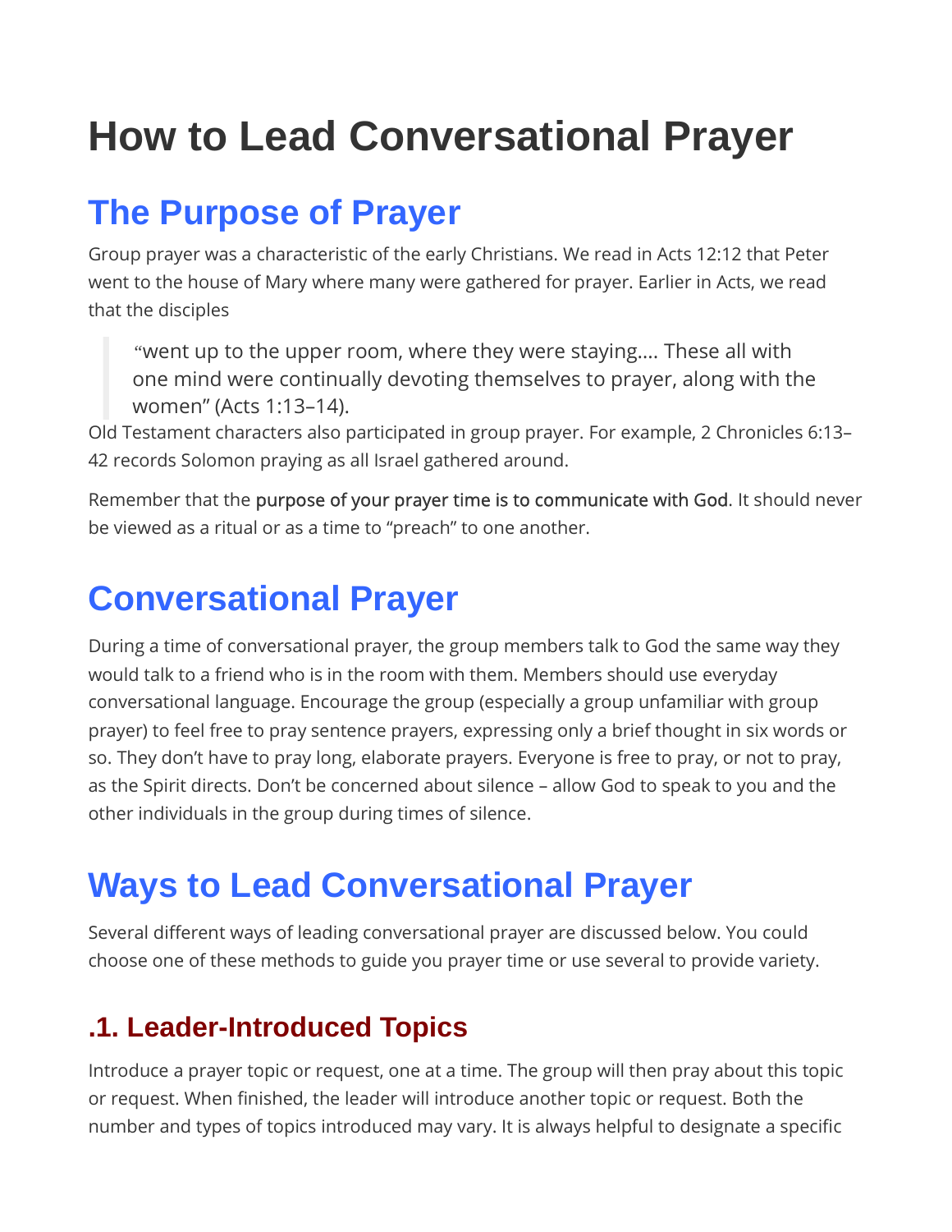# How to Lead Conversational Prayer

## The Purpose of Prayer

Group prayer was a characteristic of the early Christians. We read in Acts 12:12 that Peter went to the house of Mary where many were gathered for prayer. Earlier in Acts, we read that the disciples

> "went up to the upper room, where they were staying…. These all with one mind were continually devoting themselves to prayer, along with the women" (Acts 1:13–14).

Old Testament characters also participated in group prayer. For example, 2 Chronicles 6:13–42 records Solomon praying as all Israel gathered around.

Remember that the purpose of your prayer time is to communicate with God. It should never be viewed as a ritual or as a time to "preach" to one another.

## Conversational Prayer

During a time of conversational prayer, the group members talk to God the same way they would talk to a friend who is in the room with them. Members should use everyday conversational language. Encourage the group (especially a group unfamiliar with group prayer) to feel free to pray sentence prayers, expressing only a brief thought in six words or so. They don't have to pray long, elaborate prayers. Everyone is free to pray, or not to pray, as the Spirit directs. Don't be concerned about silence – allow God to speak to you and the other individuals in the group during times of silence.

## Ways to Lead Conversational Prayer

Several different ways of leading conversational prayer are discussed below. You could choose one of these methods to guide you prayer time or use several to provide variety.

### .1. Leader-Introduced Topics

Introduce a prayer topic or request, one at a time. The group will then pray about this topic or request. When finished, the leader will introduce another topic or request. Both the number and types of topics introduced may vary. It is always helpful to designate a specific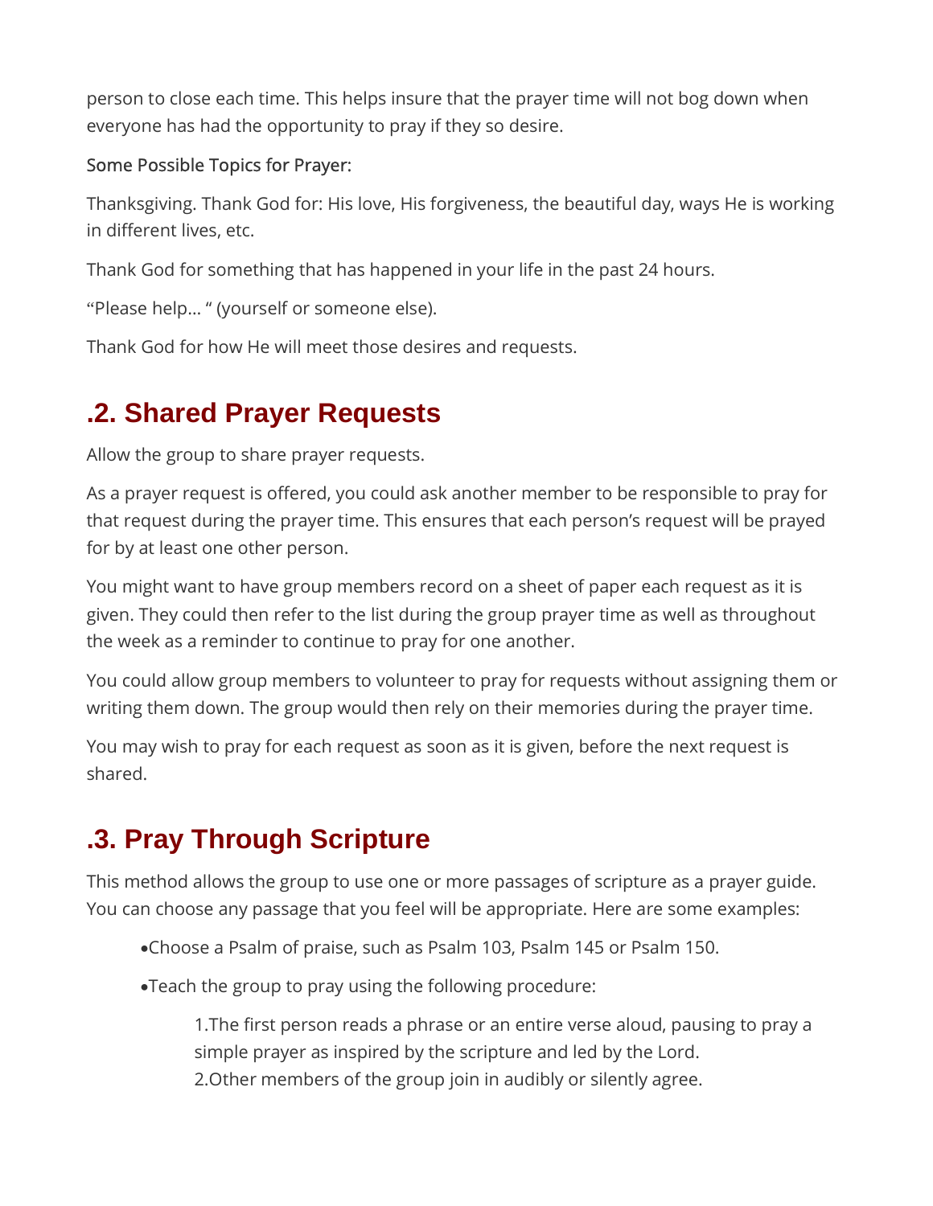person to close each time. This helps insure that the prayer time will not bog down when everyone has had the opportunity to pray if they so desire.

Some Possible Topics for Prayer:

Thanksgiving. Thank God for: His love, His forgiveness, the beautiful day, ways He is working in different lives, etc.

Thank God for something that has happened in your life in the past 24 hours.

"Please help… " (yourself or someone else).

Thank God for how He will meet those desires and requests.

## .2. Shared Prayer Requests

Allow the group to share prayer requests.

As a prayer request is offered, you could ask another member to be responsible to pray for that request during the prayer time. This ensures that each person's request will be prayed for by at least one other person.

You might want to have group members record on a sheet of paper each request as it is given. They could then refer to the list during the group prayer time as well as throughout the week as a reminder to continue to pray for one another.

You could allow group members to volunteer to pray for requests without assigning them or writing them down. The group would then rely on their memories during the prayer time.

You may wish to pray for each request as soon as it is given, before the next request is shared.

## .3. Pray Through Scripture

This method allows the group to use one or more passages of scripture as a prayer guide. You can choose any passage that you feel will be appropriate. Here are some examples:

- Choose a Psalm of praise, such as Psalm 103, Psalm 145 or Psalm 150.
- Teach the group to pray using the following procedure:
  1. The first person reads a phrase or an entire verse aloud, pausing to pray a simple prayer as inspired by the scripture and led by the Lord.
  2. Other members of the group join in audibly or silently agree.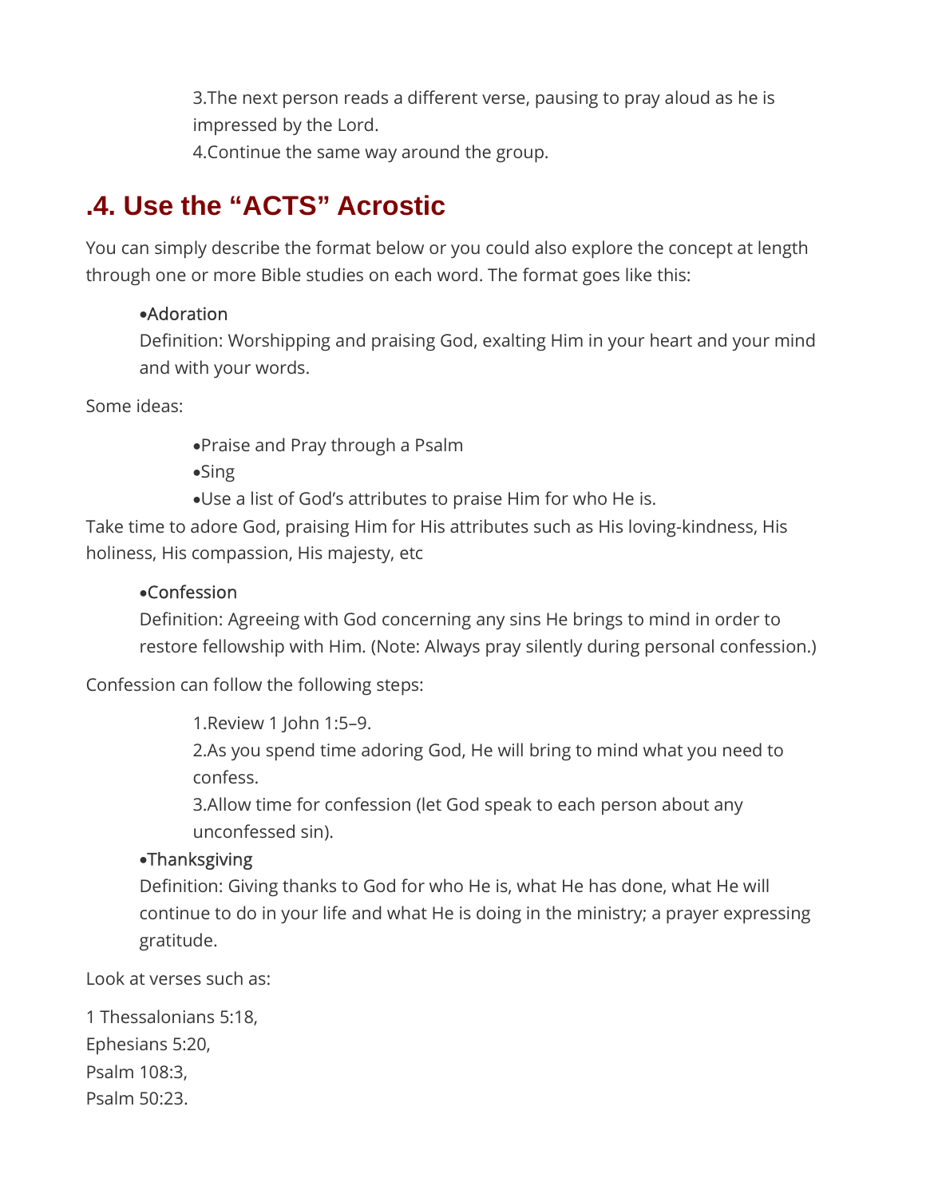3. The next person reads a different verse, pausing to pray aloud as he is impressed by the Lord.
4. Continue the same way around the group.

## .4. Use the "ACTS" Acrostic

You can simply describe the format below or you could also explore the concept at length through one or more Bible studies on each word. The format goes like this:

- Adoration
  Definition: Worshipping and praising God, exalting Him in your heart and your mind and with your words.

Some ideas:

- Praise and Pray through a Psalm
- Sing
- Use a list of God's attributes to praise Him for who He is.

Take time to adore God, praising Him for His attributes such as His loving-kindness, His holiness, His compassion, His majesty, etc

- Confession
  Definition: Agreeing with God concerning any sins He brings to mind in order to restore fellowship with Him. (Note: Always pray silently during personal confession.)

Confession can follow the following steps:

1. Review 1 John 1:5–9.
2. As you spend time adoring God, He will bring to mind what you need to confess.
3. Allow time for confession (let God speak to each person about any unconfessed sin).

- Thanksgiving
  Definition: Giving thanks to God for who He is, what He has done, what He will continue to do in your life and what He is doing in the ministry; a prayer expressing gratitude.

Look at verses such as:

1 Thessalonians 5:18,
Ephesians 5:20,
Psalm 108:3,
Psalm 50:23.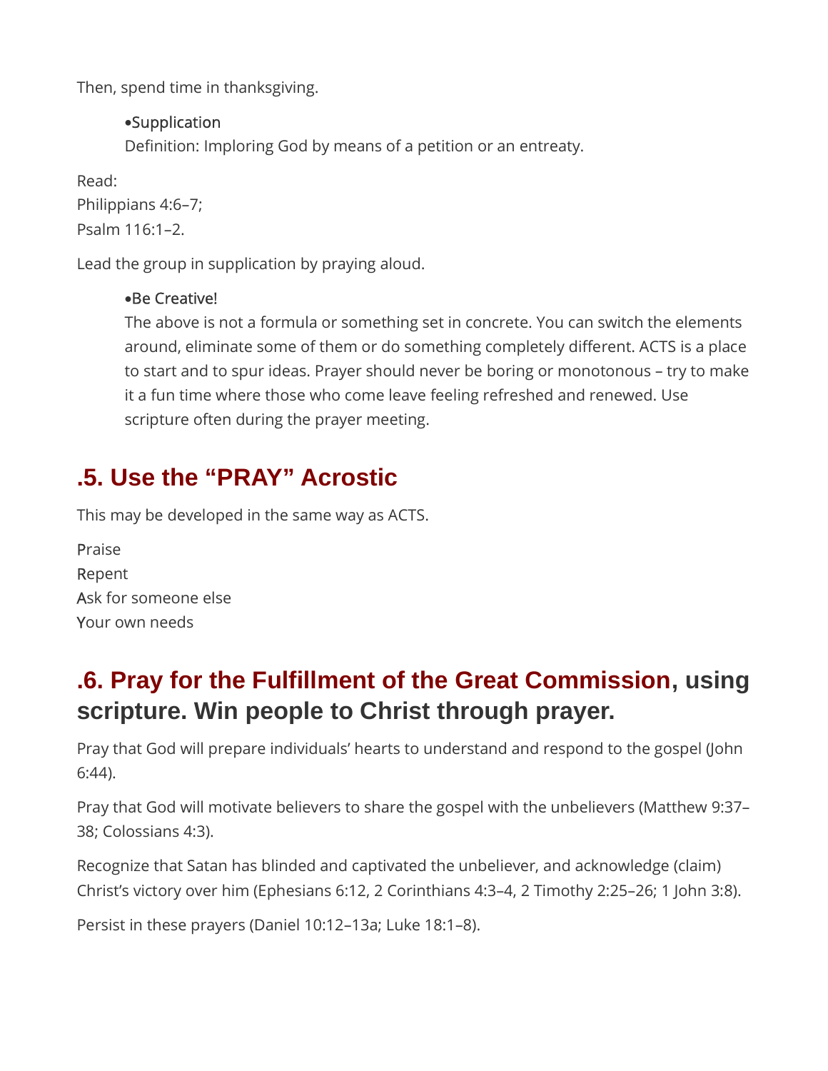Then, spend time in thanksgiving.

- •Supplication
  Definition: Imploring God by means of a petition or an entreaty.

Read:
Philippians 4:6–7;
Psalm 116:1–2.

Lead the group in supplication by praying aloud.

- •Be Creative!
  The above is not a formula or something set in concrete. You can switch the elements around, eliminate some of them or do something completely different. ACTS is a place to start and to spur ideas. Prayer should never be boring or monotonous – try to make it a fun time where those who come leave feeling refreshed and renewed. Use scripture often during the prayer meeting.

## .5. Use the “PRAY” Acrostic

This may be developed in the same way as ACTS.

Praise
Repent
Ask for someone else
Your own needs

## .6. Pray for the Fulfillment of the Great Commission, using scripture. Win people to Christ through prayer.

Pray that God will prepare individuals’ hearts to understand and respond to the gospel (John 6:44).

Pray that God will motivate believers to share the gospel with the unbelievers (Matthew 9:37–38; Colossians 4:3).

Recognize that Satan has blinded and captivated the unbeliever, and acknowledge (claim) Christ’s victory over him (Ephesians 6:12, 2 Corinthians 4:3–4, 2 Timothy 2:25–26; 1 John 3:8).

Persist in these prayers (Daniel 10:12–13a; Luke 18:1–8).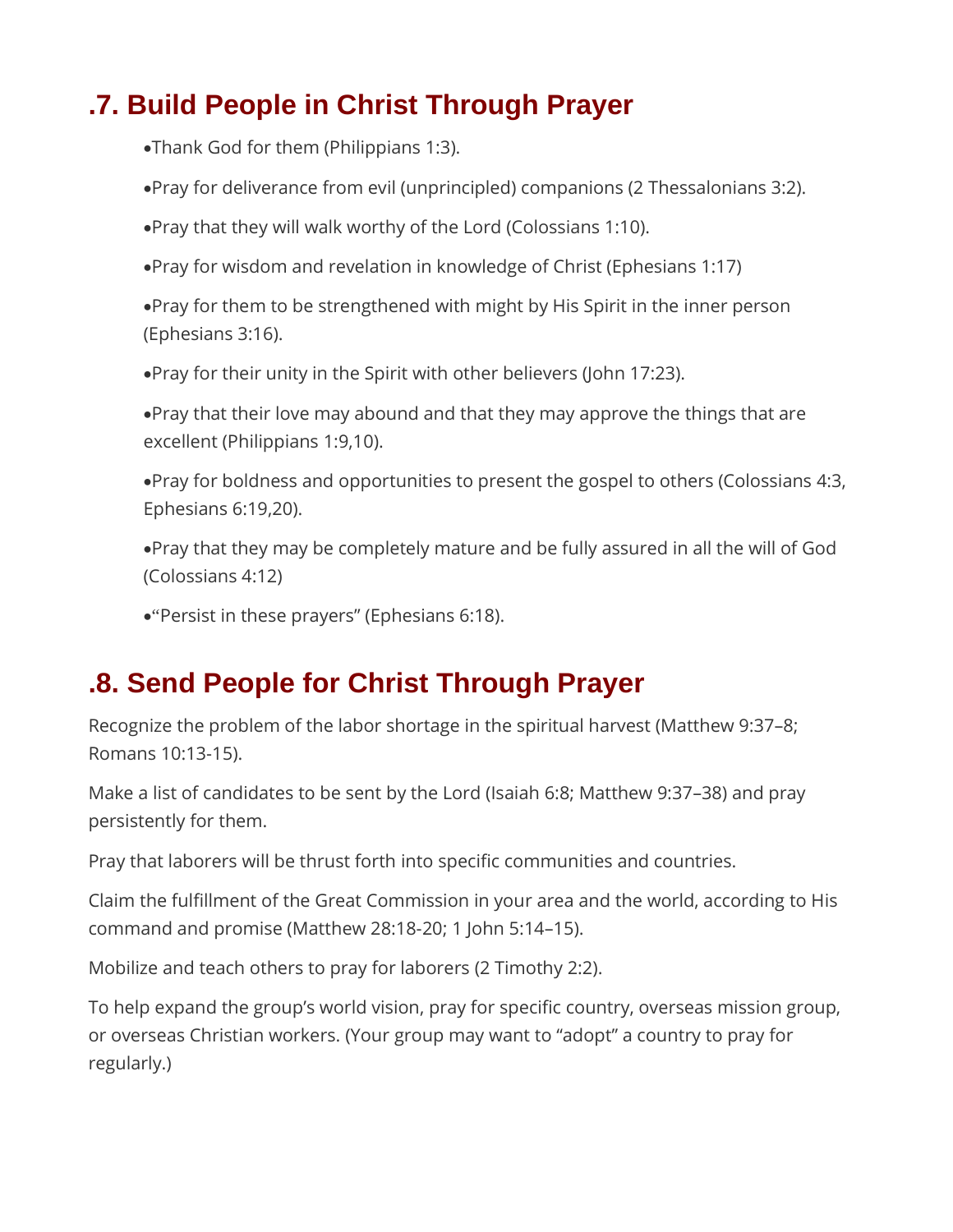## .7. Build People in Christ Through Prayer

- Thank God for them (Philippians 1:3).
- Pray for deliverance from evil (unprincipled) companions (2 Thessalonians 3:2).
- Pray that they will walk worthy of the Lord (Colossians 1:10).
- Pray for wisdom and revelation in knowledge of Christ (Ephesians 1:17)
- Pray for them to be strengthened with might by His Spirit in the inner person (Ephesians 3:16).
- Pray for their unity in the Spirit with other believers (John 17:23).
- Pray that their love may abound and that they may approve the things that are excellent (Philippians 1:9,10).
- Pray for boldness and opportunities to present the gospel to others (Colossians 4:3, Ephesians 6:19,20).
- Pray that they may be completely mature and be fully assured in all the will of God (Colossians 4:12)
- "Persist in these prayers" (Ephesians 6:18).

## .8. Send People for Christ Through Prayer

Recognize the problem of the labor shortage in the spiritual harvest (Matthew 9:37–8; Romans 10:13-15).

Make a list of candidates to be sent by the Lord (Isaiah 6:8; Matthew 9:37–38) and pray persistently for them.

Pray that laborers will be thrust forth into specific communities and countries.

Claim the fulfillment of the Great Commission in your area and the world, according to His command and promise (Matthew 28:18-20; 1 John 5:14–15).

Mobilize and teach others to pray for laborers (2 Timothy 2:2).

To help expand the group's world vision, pray for specific country, overseas mission group, or overseas Christian workers. (Your group may want to "adopt" a country to pray for regularly.)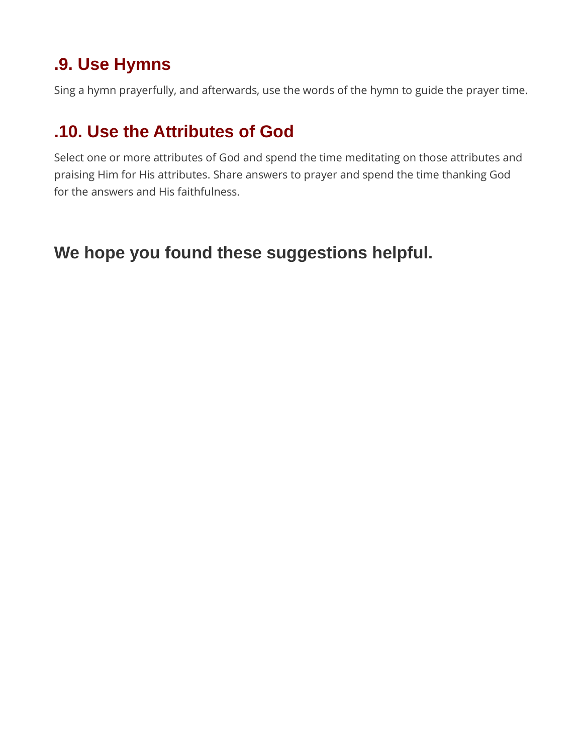## .9. Use Hymns

Sing a hymn prayerfully, and afterwards, use the words of the hymn to guide the prayer time.

## .10. Use the Attributes of God

Select one or more attributes of God and spend the time meditating on those attributes and praising Him for His attributes. Share answers to prayer and spend the time thanking God for the answers and His faithfulness.

## We hope you found these suggestions helpful.